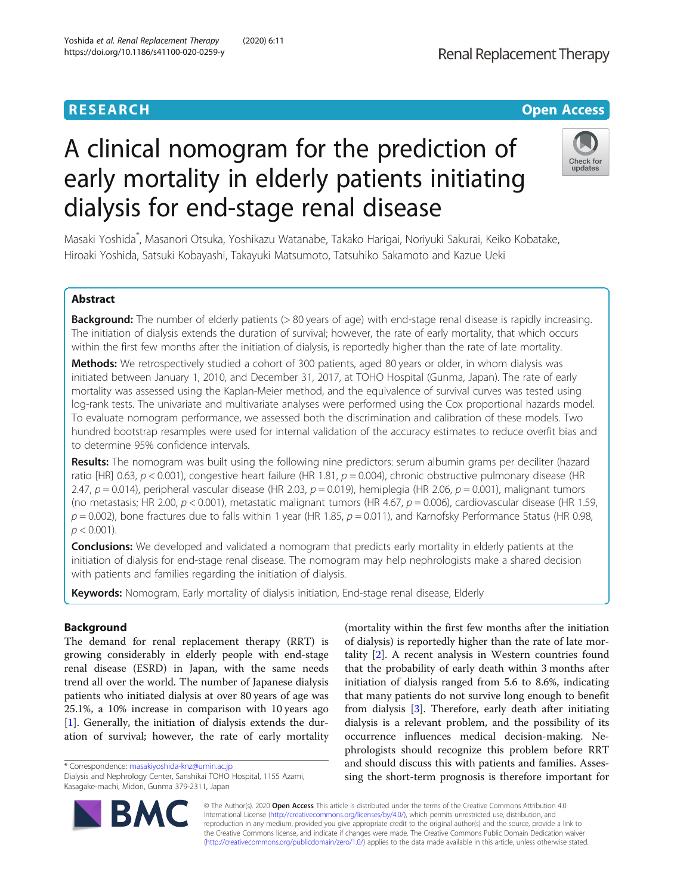RESEARCH

Open Access

# A clinical nomogram for the prediction of early mortality in elderly patients initiating dialysis for end-stage renal disease

Masaki Yoshida*, Masanori Otsuka, Yoshikazu Watanabe, Takako Harigai, Noriyuki Sakurai, Keiko Kobatake, Hiroaki Yoshida, Satsuki Kobayashi, Takayuki Matsumoto, Tatsuhiko Sakamoto and Kazue Ueki

## Abstract

**Background:** The number of elderly patients (> 80 years of age) with end-stage renal disease is rapidly increasing. The initiation of dialysis extends the duration of survival; however, the rate of early mortality, that which occurs within the first few months after the initiation of dialysis, is reportedly higher than the rate of late mortality.

**Methods:** We retrospectively studied a cohort of 300 patients, aged 80 years or older, in whom dialysis was initiated between January 1, 2010, and December 31, 2017, at TOHO Hospital (Gunma, Japan). The rate of early mortality was assessed using the Kaplan-Meier method, and the equivalence of survival curves was tested using log-rank tests. The univariate and multivariate analyses were performed using the Cox proportional hazards model. To evaluate nomogram performance, we assessed both the discrimination and calibration of these models. Two hundred bootstrap resamples were used for internal validation of the accuracy estimates to reduce overfit bias and to determine 95% confidence intervals.

**Results:** The nomogram was built using the following nine predictors: serum albumin grams per deciliter (hazard ratio [HR] 0.63, $p < 0.001$), congestive heart failure (HR 1.81, $p = 0.004$), chronic obstructive pulmonary disease (HR 2.47, $p = 0.014$), peripheral vascular disease (HR 2.03, $p = 0.019$), hemiplegia (HR 2.06, $p = 0.001$), malignant tumors (no metastasis; HR 2.00, $p < 0.001$), metastatic malignant tumors (HR 4.67, $p = 0.006$), cardiovascular disease (HR 1.59, $p = 0.002$), bone fractures due to falls within 1 year (HR 1.85, $p = 0.011$), and Karnofsky Performance Status (HR 0.98, $p < 0.001$).

**Conclusions:** We developed and validated a nomogram that predicts early mortality in elderly patients at the initiation of dialysis for end-stage renal disease. The nomogram may help nephrologists make a shared decision with patients and families regarding the initiation of dialysis.

**Keywords:** Nomogram, Early mortality of dialysis initiation, End-stage renal disease, Elderly

## Background

The demand for renal replacement therapy (RRT) is growing considerably in elderly people with end-stage renal disease (ESRD) in Japan, with the same needs trend all over the world. The number of Japanese dialysis patients who initiated dialysis at over 80 years of age was 25.1%, a 10% increase in comparison with 10 years ago [1]. Generally, the initiation of dialysis extends the duration of survival; however, the rate of early mortality (mortality within the first few months after the initiation of dialysis) is reportedly higher than the rate of late mortality [2]. A recent analysis in Western countries found that the probability of early death within 3 months after initiation of dialysis ranged from 5.6 to 8.6%, indicating that many patients do not survive long enough to benefit from dialysis [3]. Therefore, early death after initiating dialysis is a relevant problem, and the possibility of its occurrence influences medical decision-making. Nephrologists should recognize this problem before RRT and should discuss this with patients and families. Assessing the short-term prognosis is therefore important for

* Correspondence: masakiyoshida-knz@umin.ac.jp
Dialysis and Nephrology Center, Sanshikai TOHO Hospital, 1155 Azami, Kasagake-machi, Midori, Gunma 379-2311, Japan

© The Author(s). 2020 **Open Access** This article is distributed under the terms of the Creative Commons Attribution 4.0 International License (http://creativecommons.org/licenses/by/4.0/), which permits unrestricted use, distribution, and reproduction in any medium, provided you give appropriate credit to the original author(s) and the source, provide a link to the Creative Commons license, and indicate if changes were made. The Creative Commons Public Domain Dedication waiver (http://creativecommons.org/publicdomain/zero/1.0/) applies to the data made available in this article, unless otherwise stated.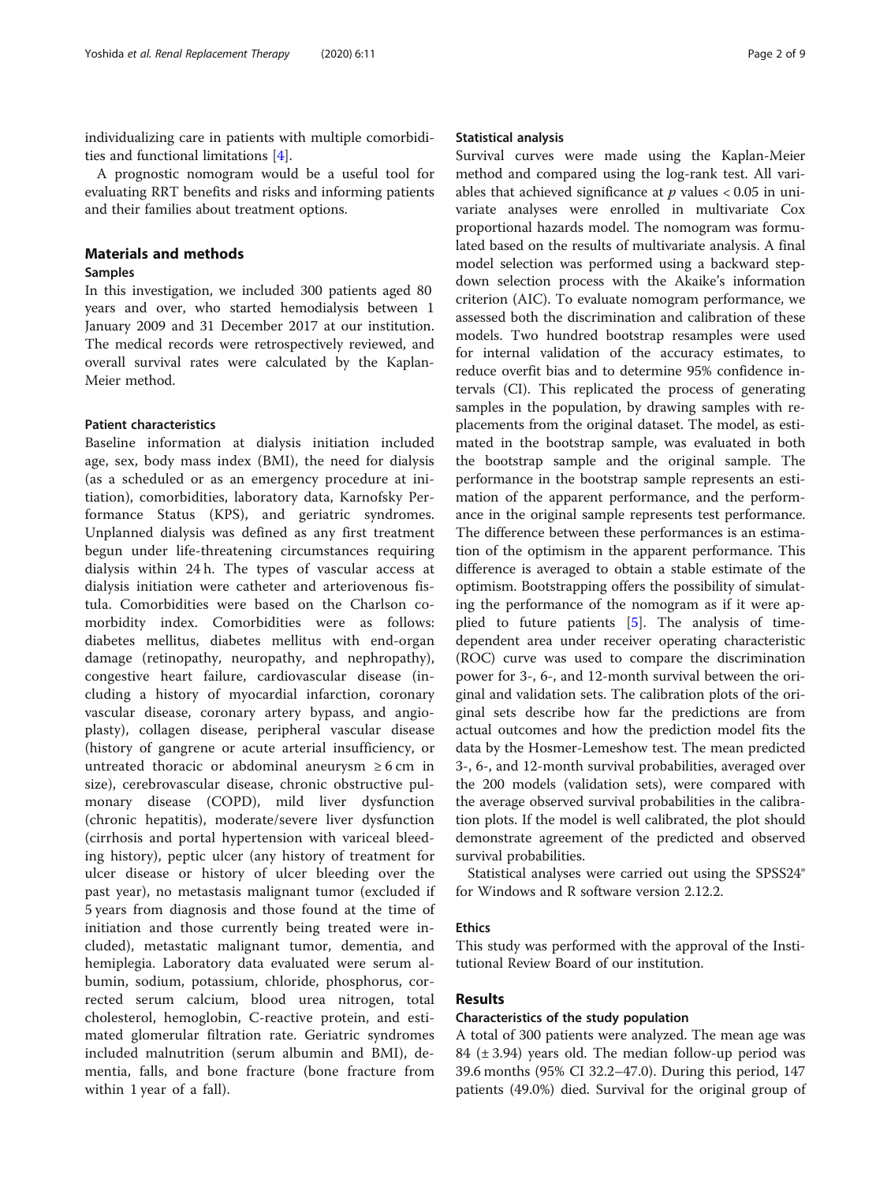individualizing care in patients with multiple comorbidities and functional limitations [4].

A prognostic nomogram would be a useful tool for evaluating RRT benefits and risks and informing patients and their families about treatment options.

## Materials and methods

### Samples

In this investigation, we included 300 patients aged 80 years and over, who started hemodialysis between 1 January 2009 and 31 December 2017 at our institution. The medical records were retrospectively reviewed, and overall survival rates were calculated by the Kaplan-Meier method.

### Patient characteristics

Baseline information at dialysis initiation included age, sex, body mass index (BMI), the need for dialysis (as a scheduled or as an emergency procedure at initiation), comorbidities, laboratory data, Karnofsky Performance Status (KPS), and geriatric syndromes. Unplanned dialysis was defined as any first treatment begun under life-threatening circumstances requiring dialysis within 24 h. The types of vascular access at dialysis initiation were catheter and arteriovenous fistula. Comorbidities were based on the Charlson comorbidity index. Comorbidities were as follows: diabetes mellitus, diabetes mellitus with end-organ damage (retinopathy, neuropathy, and nephropathy), congestive heart failure, cardiovascular disease (including a history of myocardial infarction, coronary vascular disease, coronary artery bypass, and angioplasty), collagen disease, peripheral vascular disease (history of gangrene or acute arterial insufficiency, or untreated thoracic or abdominal aneurysm ≥ 6 cm in size), cerebrovascular disease, chronic obstructive pulmonary disease (COPD), mild liver dysfunction (chronic hepatitis), moderate/severe liver dysfunction (cirrhosis and portal hypertension with variceal bleeding history), peptic ulcer (any history of treatment for ulcer disease or history of ulcer bleeding over the past year), no metastasis malignant tumor (excluded if 5 years from diagnosis and those found at the time of initiation and those currently being treated were included), metastatic malignant tumor, dementia, and hemiplegia. Laboratory data evaluated were serum albumin, sodium, potassium, chloride, phosphorus, corrected serum calcium, blood urea nitrogen, total cholesterol, hemoglobin, C-reactive protein, and estimated glomerular filtration rate. Geriatric syndromes included malnutrition (serum albumin and BMI), dementia, falls, and bone fracture (bone fracture from within 1 year of a fall).

### Statistical analysis

Survival curves were made using the Kaplan-Meier method and compared using the log-rank test. All variables that achieved significance at $p$ values $< 0.05$ in univariate analyses were enrolled in multivariate Cox proportional hazards model. The nomogram was formulated based on the results of multivariate analysis. A final model selection was performed using a backward step-down selection process with the Akaike's information criterion (AIC). To evaluate nomogram performance, we assessed both the discrimination and calibration of these models. Two hundred bootstrap resamples were used for internal validation of the accuracy estimates, to reduce overfit bias and to determine 95% confidence intervals (CI). This replicated the process of generating samples in the population, by drawing samples with replacements from the original dataset. The model, as estimated in the bootstrap sample, was evaluated in both the bootstrap sample and the original sample. The performance in the bootstrap sample represents an estimation of the apparent performance, and the performance in the original sample represents test performance. The difference between these performances is an estimation of the optimism in the apparent performance. This difference is averaged to obtain a stable estimate of the optimism. Bootstrapping offers the possibility of simulating the performance of the nomogram as if it were applied to future patients [5]. The analysis of time-dependent area under receiver operating characteristic (ROC) curve was used to compare the discrimination power for 3-, 6-, and 12-month survival between the original and validation sets. The calibration plots of the original sets describe how far the predictions are from actual outcomes and how the prediction model fits the data by the Hosmer-Lemeshow test. The mean predicted 3-, 6-, and 12-month survival probabilities, averaged over the 200 models (validation sets), were compared with the average observed survival probabilities in the calibration plots. If the model is well calibrated, the plot should demonstrate agreement of the predicted and observed survival probabilities.

Statistical analyses were carried out using the SPSS24® for Windows and R software version 2.12.2.

### Ethics

This study was performed with the approval of the Institutional Review Board of our institution.

## Results

### Characteristics of the study population

A total of 300 patients were analyzed. The mean age was 84 (± 3.94) years old. The median follow-up period was 39.6 months (95% CI 32.2–47.0). During this period, 147 patients (49.0%) died. Survival for the original group of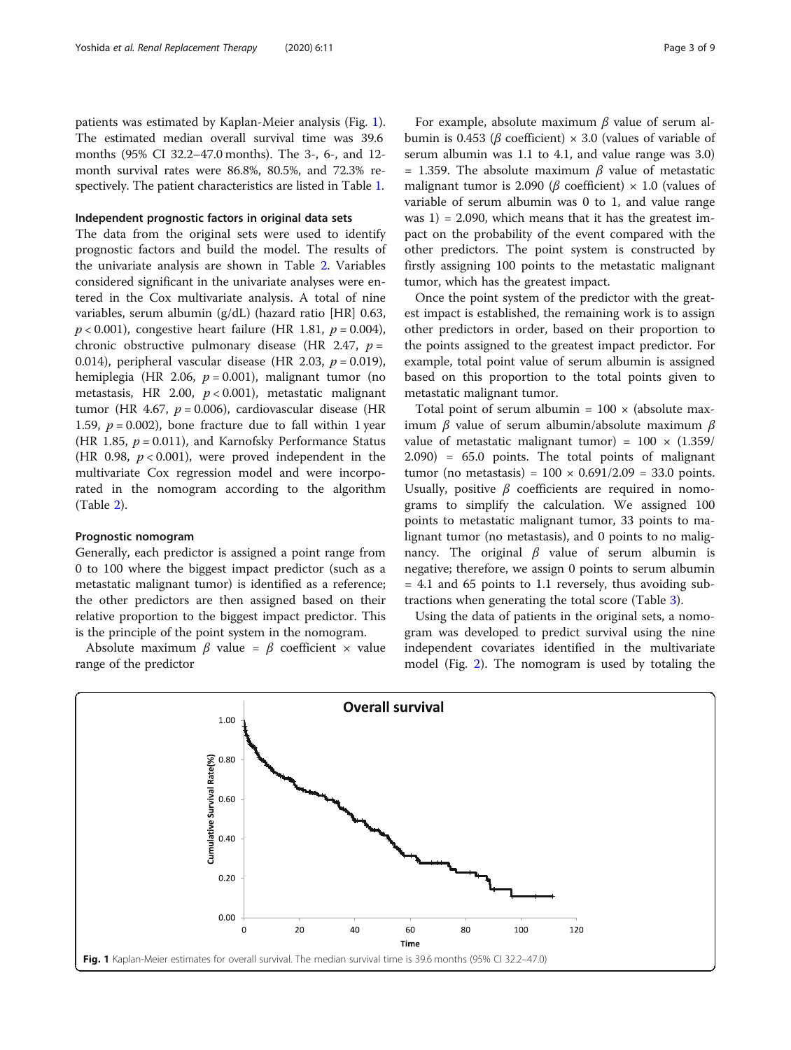patients was estimated by Kaplan-Meier analysis (Fig. 1). The estimated median overall survival time was 39.6 months (95% CI 32.2–47.0 months). The 3-, 6-, and 12-month survival rates were 86.8%, 80.5%, and 72.3% respectively. The patient characteristics are listed in Table 1.

### Independent prognostic factors in original data sets

The data from the original sets were used to identify prognostic factors and build the model. The results of the univariate analysis are shown in Table 2. Variables considered significant in the univariate analyses were entered in the Cox multivariate analysis. A total of nine variables, serum albumin (g/dL) (hazard ratio [HR] 0.63, $p < 0.001$), congestive heart failure (HR 1.81, $p = 0.004$), chronic obstructive pulmonary disease (HR 2.47, $p = 0.014$), peripheral vascular disease (HR 2.03, $p = 0.019$), hemiplegia (HR 2.06, $p = 0.001$), malignant tumor (no metastasis, HR 2.00, $p < 0.001$), metastatic malignant tumor (HR 4.67, $p = 0.006$), cardiovascular disease (HR 1.59, $p = 0.002$), bone fracture due to fall within 1 year (HR 1.85, $p = 0.011$), and Karnofsky Performance Status (HR 0.98, $p < 0.001$), were proved independent in the multivariate Cox regression model and were incorporated in the nomogram according to the algorithm (Table 2).

### Prognostic nomogram

Generally, each predictor is assigned a point range from 0 to 100 where the biggest impact predictor (such as a metastatic malignant tumor) is identified as a reference; the other predictors are then assigned based on their relative proportion to the biggest impact predictor. This is the principle of the point system in the nomogram.

Absolute maximum $\beta$ value = $\beta$ coefficient × value range of the predictor

For example, absolute maximum $\beta$ value of serum albumin is 0.453 ($\beta$ coefficient) × 3.0 (values of variable of serum albumin was 1.1 to 4.1, and value range was 3.0) = 1.359. The absolute maximum $\beta$ value of metastatic malignant tumor is 2.090 ($\beta$ coefficient) × 1.0 (values of variable of serum albumin was 0 to 1, and value range was 1) = 2.090, which means that it has the greatest impact on the probability of the event compared with the other predictors. The point system is constructed by firstly assigning 100 points to the metastatic malignant tumor, which has the greatest impact.

Once the point system of the predictor with the greatest impact is established, the remaining work is to assign other predictors in order, based on their proportion to the points assigned to the greatest impact predictor. For example, total point value of serum albumin is assigned based on this proportion to the total points given to metastatic malignant tumor.

Total point of serum albumin = 100 × (absolute maximum $\beta$ value of serum albumin/absolute maximum $\beta$ value of metastatic malignant tumor) = 100 × (1.359/2.090) = 65.0 points. The total points of malignant tumor (no metastasis) = 100 × 0.691/2.09 = 33.0 points. Usually, positive $\beta$ coefficients are required in nomograms to simplify the calculation. We assigned 100 points to metastatic malignant tumor, 33 points to malignant tumor (no metastasis), and 0 points to no malignancy. The original $\beta$ value of serum albumin is negative; therefore, we assign 0 points to serum albumin = 4.1 and 65 points to 1.1 reversely, thus avoiding subtractions when generating the total score (Table 3).

Using the data of patients in the original sets, a nomogram was developed to predict survival using the nine independent covariates identified in the multivariate model (Fig. 2). The nomogram is used by totaling the

Fig. 1 Kaplan-Meier estimates for overall survival. The median survival time is 39.6 months (95% CI 32.2–47.0)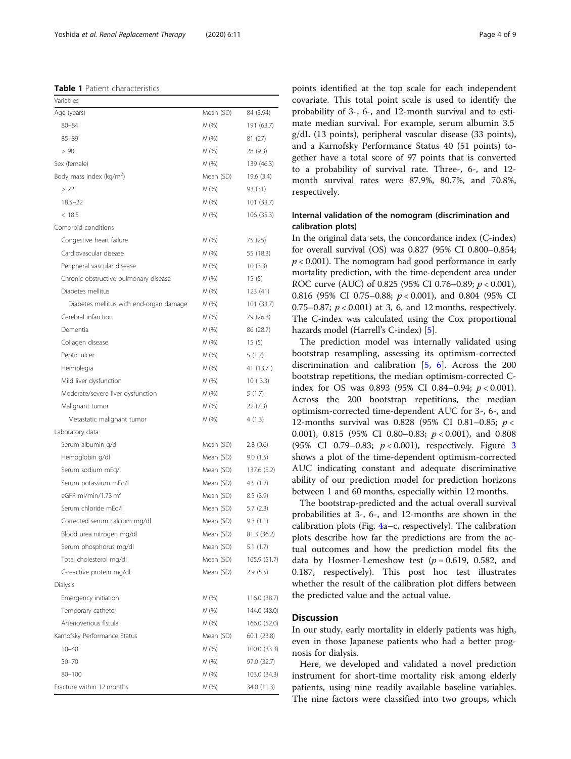**Table 1** Patient characteristics

| Variables | | |
|---|---|---|
| Age (years) | Mean (SD) | 84 (3.94) |
| 80–84 | N (%) | 191 (63.7) |
| 85–89 | N (%) | 81 (27) |
| > 90 | N (%) | 28 (9.3) |
| Sex (female) | N (%) | 139 (46.3) |
| Body mass index (kg/m$^2$) | Mean (SD) | 19.6 (3.4) |
| > 22 | N (%) | 93 (31) |
| 18.5–22 | N (%) | 101 (33.7) |
| < 18.5 | N (%) | 106 (35.3) |
| Comorbid conditions | | |
| Congestive heart failure | N (%) | 75 (25) |
| Cardiovascular disease | N (%) | 55 (18.3) |
| Peripheral vascular disease | N (%) | 10 (3.3) |
| Chronic obstructive pulmonary disease | N (%) | 15 (5) |
| Diabetes mellitus | N (%) | 123 (41) |
| Diabetes mellitus with end-organ damage | N (%) | 101 (33.7) |
| Cerebral infarction | N (%) | 79 (26.3) |
| Dementia | N (%) | 86 (28.7) |
| Collagen disease | N (%) | 15 (5) |
| Peptic ulcer | N (%) | 5 (1.7) |
| Hemiplegia | N (%) | 41 (13.7 ) |
| Mild liver dysfunction | N (%) | 10 ( 3.3) |
| Moderate/severe liver dysfunction | N (%) | 5 (1.7) |
| Malignant tumor | N (%) | 22 (7.3) |
| Metastatic malignant tumor | N (%) | 4 (1.3) |
| Laboratory data | | |
| Serum albumin g/dl | Mean (SD) | 2.8 (0.6) |
| Hemoglobin g/dl | Mean (SD) | 9.0 (1.5) |
| Serum sodium mEq/l | Mean (SD) | 137.6 (5.2) |
| Serum potassium mEq/l | Mean (SD) | 4.5 (1.2) |
| eGFR ml/min/1.73 m$^2$ | Mean (SD) | 8.5 (3.9) |
| Serum chloride mEq/l | Mean (SD) | 5.7 (2.3) |
| Corrected serum calcium mg/dl | Mean (SD) | 9.3 (1.1) |
| Blood urea nitrogen mg/dl | Mean (SD) | 81.3 (36.2) |
| Serum phosphorus mg/dl | Mean (SD) | 5.1 (1.7) |
| Total cholesterol mg/dl | Mean (SD) | 165.9 (51.7) |
| C-reactive protein mg/dl | Mean (SD) | 2.9 (5.5) |
| Dialysis | | |
| Emergency initiation | N (%) | 116.0 (38.7) |
| Temporary catheter | N (%) | 144.0 (48.0) |
| Arteriovenous fistula | N (%) | 166.0 (52.0) |
| Karnofsky Performance Status | Mean (SD) | 60.1 (23.8) |
| 10–40 | N (%) | 100.0 (33.3) |
| 50–70 | N (%) | 97.0 (32.7) |
| 80–100 | N (%) | 103.0 (34.3) |
| Fracture within 12 months | N (%) | 34.0 (11.3) |

points identified at the top scale for each independent covariate. This total point scale is used to identify the probability of 3-, 6-, and 12-month survival and to estimate median survival. For example, serum albumin 3.5 g/dL (13 points), peripheral vascular disease (33 points), and a Karnofsky Performance Status 40 (51 points) together have a total score of 97 points that is converted to a probability of survival rate. Three-, 6-, and 12-month survival rates were 87.9%, 80.7%, and 70.8%, respectively.

### Internal validation of the nomogram (discrimination and calibration plots)

In the original data sets, the concordance index (C-index) for overall survival (OS) was 0.827 (95% CI 0.800–0.854; $p < 0.001$). The nomogram had good performance in early mortality prediction, with the time-dependent area under ROC curve (AUC) of 0.825 (95% CI 0.76–0.89; $p < 0.001$), 0.816 (95% CI 0.75–0.88; $p < 0.001$), and 0.804 (95% CI 0.75–0.87; $p < 0.001$) at 3, 6, and 12 months, respectively. The C-index was calculated using the Cox proportional hazards model (Harrell's C-index) [5].

The prediction model was internally validated using bootstrap resampling, assessing its optimism-corrected discrimination and calibration [5, 6]. Across the 200 bootstrap repetitions, the median optimism-corrected C-index for OS was 0.893 (95% CI 0.84–0.94; $p < 0.001$). Across the 200 bootstrap repetitions, the median optimism-corrected time-dependent AUC for 3-, 6-, and 12-months survival was 0.828 (95% CI 0.81–0.85; $p < 0.001$), 0.815 (95% CI 0.80–0.83; $p < 0.001$), and 0.808 (95% CI 0.79–0.83; $p < 0.001$), respectively. Figure 3 shows a plot of the time-dependent optimism-corrected AUC indicating constant and adequate discriminative ability of our prediction model for prediction horizons between 1 and 60 months, especially within 12 months.

The bootstrap-predicted and the actual overall survival probabilities at 3-, 6-, and 12-months are shown in the calibration plots (Fig. 4a–c, respectively). The calibration plots describe how far the predictions are from the actual outcomes and how the prediction model fits the data by Hosmer-Lemeshow test ($p = 0.619$, 0.582, and 0.187, respectively). This post hoc test illustrates whether the result of the calibration plot differs between the predicted value and the actual value.

## Discussion

In our study, early mortality in elderly patients was high, even in those Japanese patients who had a better prognosis for dialysis.

Here, we developed and validated a novel prediction instrument for short-time mortality risk among elderly patients, using nine readily available baseline variables. The nine factors were classified into two groups, which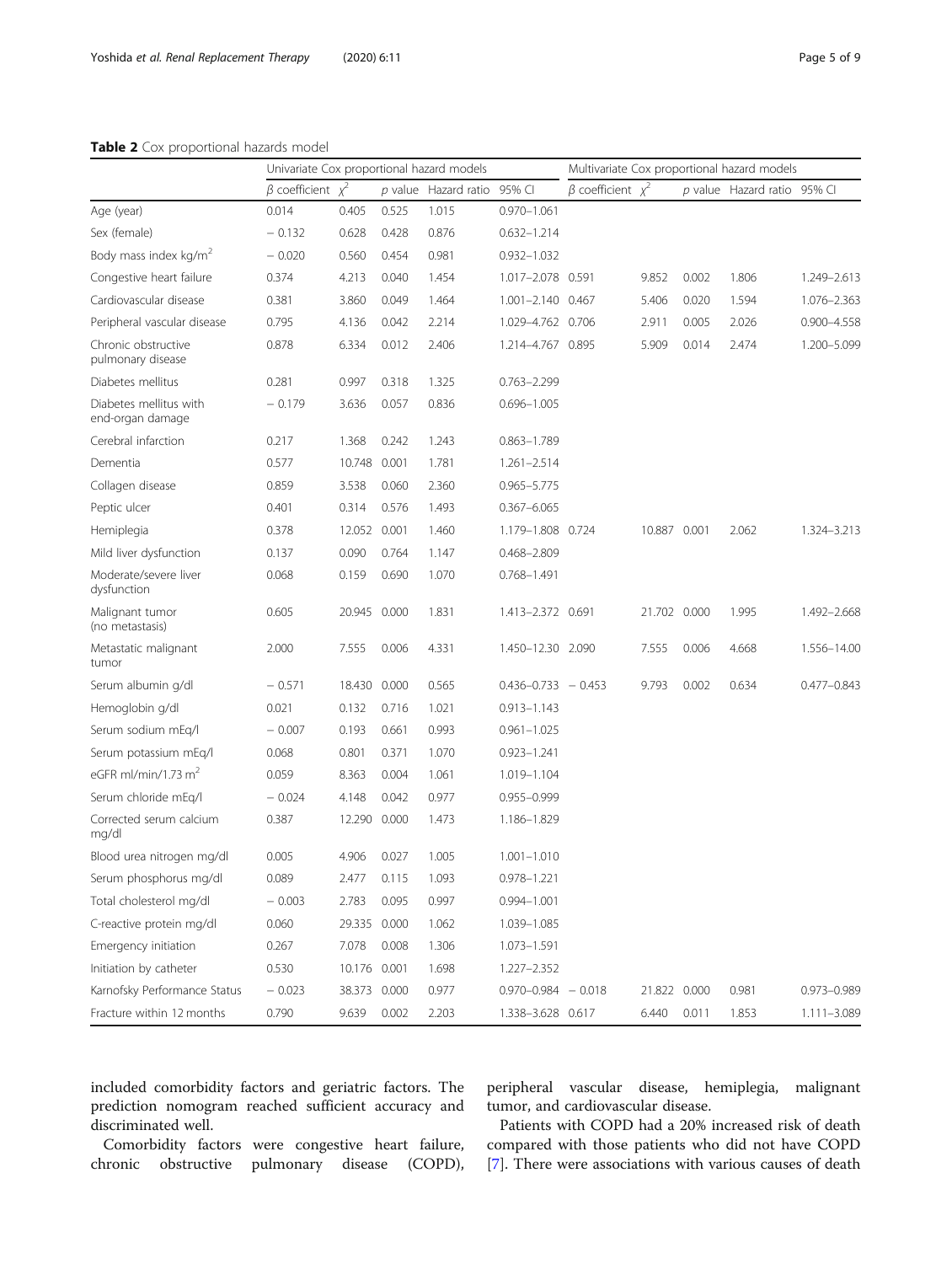**Table 2** Cox proportional hazards model

| | Univariate Cox proportional hazard models | | | | | Multivariate Cox proportional hazard models | | | | |
|---|---|---|---|---|---|---|---|---|---|---|
| | $\beta$ coefficient | $\chi^2$ | *p* value | Hazard ratio | 95% CI | $\beta$ coefficient | $\chi^2$ | *p* value | Hazard ratio | 95% CI |
| Age (year) | 0.014 | 0.405 | 0.525 | 1.015 | 0.970–1.061 | | | | | |
| Sex (female) | − 0.132 | 0.628 | 0.428 | 0.876 | 0.632–1.214 | | | | | |
| Body mass index kg/m$^2$ | − 0.020 | 0.560 | 0.454 | 0.981 | 0.932–1.032 | | | | | |
| Congestive heart failure | 0.374 | 4.213 | 0.040 | 1.454 | 1.017–2.078 | 0.591 | 9.852 | 0.002 | 1.806 | 1.249–2.613 |
| Cardiovascular disease | 0.381 | 3.860 | 0.049 | 1.464 | 1.001–2.140 | 0.467 | 5.406 | 0.020 | 1.594 | 1.076–2.363 |
| Peripheral vascular disease | 0.795 | 4.136 | 0.042 | 2.214 | 1.029–4.762 | 0.706 | 2.911 | 0.005 | 2.026 | 0.900–4.558 |
| Chronic obstructive pulmonary disease | 0.878 | 6.334 | 0.012 | 2.406 | 1.214–4.767 | 0.895 | 5.909 | 0.014 | 2.474 | 1.200–5.099 |
| Diabetes mellitus | 0.281 | 0.997 | 0.318 | 1.325 | 0.763–2.299 | | | | | |
| Diabetes mellitus with end-organ damage | − 0.179 | 3.636 | 0.057 | 0.836 | 0.696–1.005 | | | | | |
| Cerebral infarction | 0.217 | 1.368 | 0.242 | 1.243 | 0.863–1.789 | | | | | |
| Dementia | 0.577 | 10.748 | 0.001 | 1.781 | 1.261–2.514 | | | | | |
| Collagen disease | 0.859 | 3.538 | 0.060 | 2.360 | 0.965–5.775 | | | | | |
| Peptic ulcer | 0.401 | 0.314 | 0.576 | 1.493 | 0.367–6.065 | | | | | |
| Hemiplegia | 0.378 | 12.052 | 0.001 | 1.460 | 1.179–1.808 | 0.724 | 10.887 | 0.001 | 2.062 | 1.324–3.213 |
| Mild liver dysfunction | 0.137 | 0.090 | 0.764 | 1.147 | 0.468–2.809 | | | | | |
| Moderate/severe liver dysfunction | 0.068 | 0.159 | 0.690 | 1.070 | 0.768–1.491 | | | | | |
| Malignant tumor (no metastasis) | 0.605 | 20.945 | 0.000 | 1.831 | 1.413–2.372 | 0.691 | 21.702 | 0.000 | 1.995 | 1.492–2.668 |
| Metastatic malignant tumor | 2.000 | 7.555 | 0.006 | 4.331 | 1.450–12.30 | 2.090 | 7.555 | 0.006 | 4.668 | 1.556–14.00 |
| Serum albumin g/dl | − 0.571 | 18.430 | 0.000 | 0.565 | 0.436–0.733 | − 0.453 | 9.793 | 0.002 | 0.634 | 0.477–0.843 |
| Hemoglobin g/dl | 0.021 | 0.132 | 0.716 | 1.021 | 0.913–1.143 | | | | | |
| Serum sodium mEq/l | − 0.007 | 0.193 | 0.661 | 0.993 | 0.961–1.025 | | | | | |
| Serum potassium mEq/l | 0.068 | 0.801 | 0.371 | 1.070 | 0.923–1.241 | | | | | |
| eGFR ml/min/1.73 m$^2$ | 0.059 | 8.363 | 0.004 | 1.061 | 1.019–1.104 | | | | | |
| Serum chloride mEq/l | − 0.024 | 4.148 | 0.042 | 0.977 | 0.955–0.999 | | | | | |
| Corrected serum calcium mg/dl | 0.387 | 12.290 | 0.000 | 1.473 | 1.186–1.829 | | | | | |
| Blood urea nitrogen mg/dl | 0.005 | 4.906 | 0.027 | 1.005 | 1.001–1.010 | | | | | |
| Serum phosphorus mg/dl | 0.089 | 2.477 | 0.115 | 1.093 | 0.978–1.221 | | | | | |
| Total cholesterol mg/dl | − 0.003 | 2.783 | 0.095 | 0.997 | 0.994–1.001 | | | | | |
| C-reactive protein mg/dl | 0.060 | 29.335 | 0.000 | 1.062 | 1.039–1.085 | | | | | |
| Emergency initiation | 0.267 | 7.078 | 0.008 | 1.306 | 1.073–1.591 | | | | | |
| Initiation by catheter | 0.530 | 10.176 | 0.001 | 1.698 | 1.227–2.352 | | | | | |
| Karnofsky Performance Status | − 0.023 | 38.373 | 0.000 | 0.977 | 0.970–0.984 | − 0.018 | 21.822 | 0.000 | 0.981 | 0.973–0.989 |
| Fracture within 12 months | 0.790 | 9.639 | 0.002 | 2.203 | 1.338–3.628 | 0.617 | 6.440 | 0.011 | 1.853 | 1.111–3.089 |

included comorbidity factors and geriatric factors. The prediction nomogram reached sufficient accuracy and discriminated well.

Comorbidity factors were congestive heart failure, chronic obstructive pulmonary disease (COPD), peripheral vascular disease, hemiplegia, malignant tumor, and cardiovascular disease.

Patients with COPD had a 20% increased risk of death compared with those patients who did not have COPD [7]. There were associations with various causes of death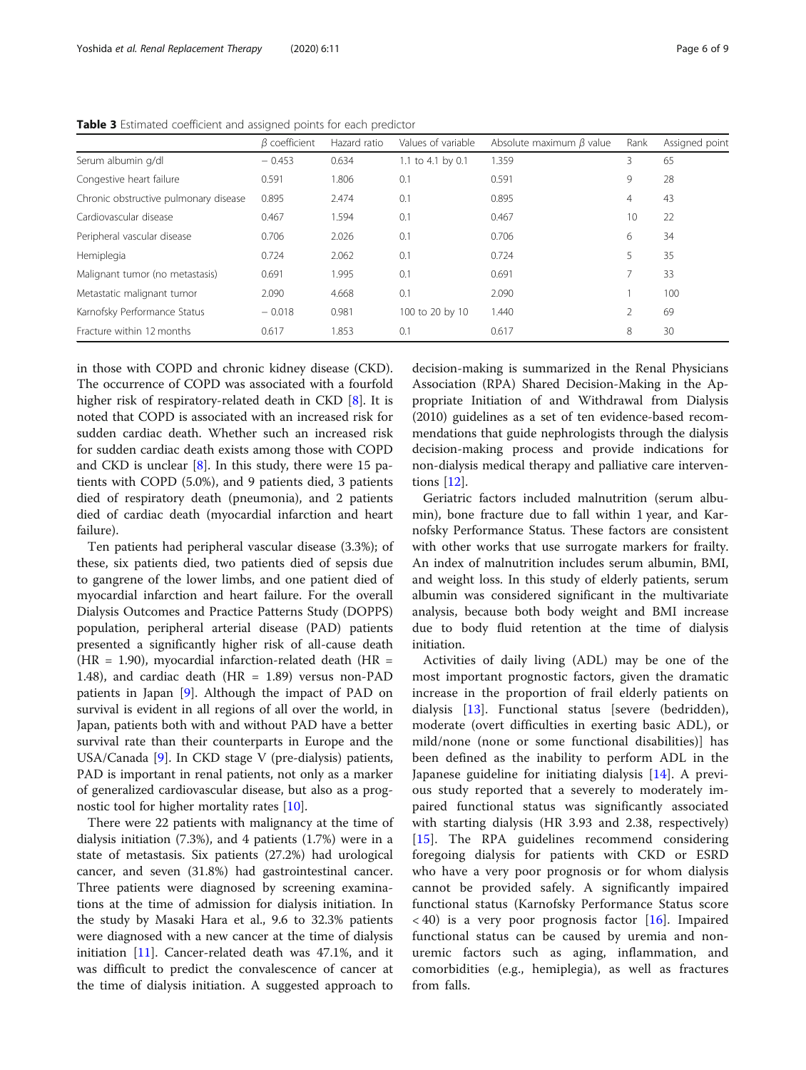**Table 3** Estimated coefficient and assigned points for each predictor

| | *β* coefficient | Hazard ratio | Values of variable | Absolute maximum *β* value | Rank | Assigned point |
|---|---|---|---|---|---|---|
| Serum albumin g/dl | − 0.453 | 0.634 | 1.1 to 4.1 by 0.1 | 1.359 | 3 | 65 |
| Congestive heart failure | 0.591 | 1.806 | 0.1 | 0.591 | 9 | 28 |
| Chronic obstructive pulmonary disease | 0.895 | 2.474 | 0.1 | 0.895 | 4 | 43 |
| Cardiovascular disease | 0.467 | 1.594 | 0.1 | 0.467 | 10 | 22 |
| Peripheral vascular disease | 0.706 | 2.026 | 0.1 | 0.706 | 6 | 34 |
| Hemiplegia | 0.724 | 2.062 | 0.1 | 0.724 | 5 | 35 |
| Malignant tumor (no metastasis) | 0.691 | 1.995 | 0.1 | 0.691 | 7 | 33 |
| Metastatic malignant tumor | 2.090 | 4.668 | 0.1 | 2.090 | 1 | 100 |
| Karnofsky Performance Status | − 0.018 | 0.981 | 100 to 20 by 10 | 1.440 | 2 | 69 |
| Fracture within 12 months | 0.617 | 1.853 | 0.1 | 0.617 | 8 | 30 |

in those with COPD and chronic kidney disease (CKD). The occurrence of COPD was associated with a fourfold higher risk of respiratory-related death in CKD [8]. It is noted that COPD is associated with an increased risk for sudden cardiac death. Whether such an increased risk for sudden cardiac death exists among those with COPD and CKD is unclear [8]. In this study, there were 15 patients with COPD (5.0%), and 9 patients died, 3 patients died of respiratory death (pneumonia), and 2 patients died of cardiac death (myocardial infarction and heart failure).

Ten patients had peripheral vascular disease (3.3%); of these, six patients died, two patients died of sepsis due to gangrene of the lower limbs, and one patient died of myocardial infarction and heart failure. For the overall Dialysis Outcomes and Practice Patterns Study (DOPPS) population, peripheral arterial disease (PAD) patients presented a significantly higher risk of all-cause death (HR = 1.90), myocardial infarction-related death (HR = 1.48), and cardiac death (HR = 1.89) versus non-PAD patients in Japan [9]. Although the impact of PAD on survival is evident in all regions of all over the world, in Japan, patients both with and without PAD have a better survival rate than their counterparts in Europe and the USA/Canada [9]. In CKD stage V (pre-dialysis) patients, PAD is important in renal patients, not only as a marker of generalized cardiovascular disease, but also as a prognostic tool for higher mortality rates [10].

There were 22 patients with malignancy at the time of dialysis initiation (7.3%), and 4 patients (1.7%) were in a state of metastasis. Six patients (27.2%) had urological cancer, and seven (31.8%) had gastrointestinal cancer. Three patients were diagnosed by screening examinations at the time of admission for dialysis initiation. In the study by Masaki Hara et al., 9.6 to 32.3% patients were diagnosed with a new cancer at the time of dialysis initiation [11]. Cancer-related death was 47.1%, and it was difficult to predict the convalescence of cancer at the time of dialysis initiation. A suggested approach to decision-making is summarized in the Renal Physicians Association (RPA) Shared Decision-Making in the Appropriate Initiation of and Withdrawal from Dialysis (2010) guidelines as a set of ten evidence-based recommendations that guide nephrologists through the dialysis decision-making process and provide indications for non-dialysis medical therapy and palliative care interventions [12].

Geriatric factors included malnutrition (serum albumin), bone fracture due to fall within 1 year, and Karnofsky Performance Status. These factors are consistent with other works that use surrogate markers for frailty. An index of malnutrition includes serum albumin, BMI, and weight loss. In this study of elderly patients, serum albumin was considered significant in the multivariate analysis, because both body weight and BMI increase due to body fluid retention at the time of dialysis initiation.

Activities of daily living (ADL) may be one of the most important prognostic factors, given the dramatic increase in the proportion of frail elderly patients on dialysis [13]. Functional status [severe (bedridden), moderate (overt difficulties in exerting basic ADL), or mild/none (none or some functional disabilities)] has been defined as the inability to perform ADL in the Japanese guideline for initiating dialysis [14]. A previous study reported that a severely to moderately impaired functional status was significantly associated with starting dialysis (HR 3.93 and 2.38, respectively) [15]. The RPA guidelines recommend considering foregoing dialysis for patients with CKD or ESRD who have a very poor prognosis or for whom dialysis cannot be provided safely. A significantly impaired functional status (Karnofsky Performance Status score < 40) is a very poor prognosis factor [16]. Impaired functional status can be caused by uremia and non-uremic factors such as aging, inflammation, and comorbidities (e.g., hemiplegia), as well as fractures from falls.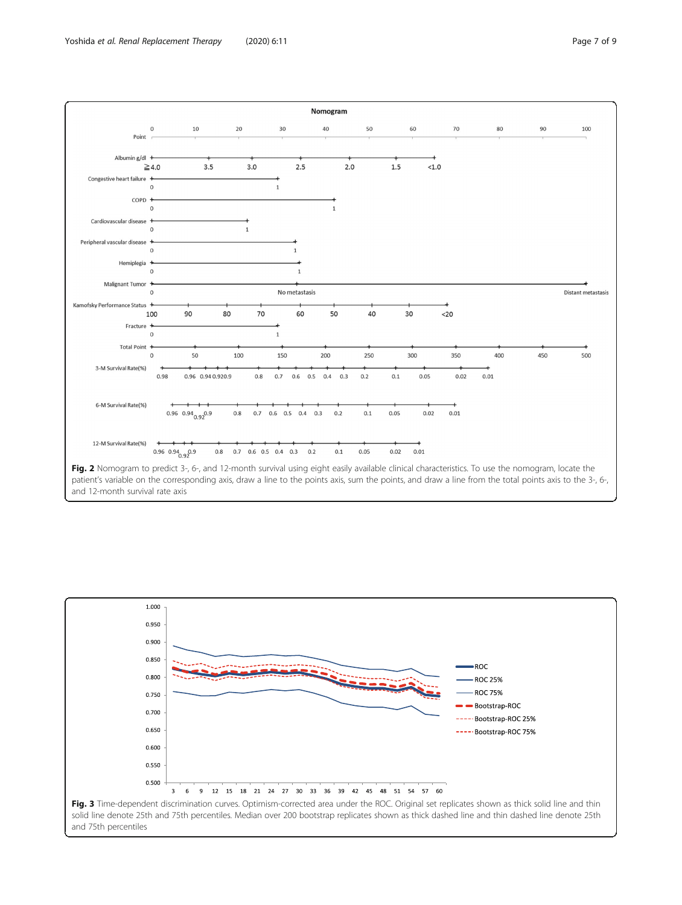**Fig. 2** Nomogram to predict 3-, 6-, and 12-month survival using eight easily available clinical characteristics. To use the nomogram, locate the patient's variable on the corresponding axis, draw a line to the points axis, sum the points, and draw a line from the total points axis to the 3-, 6-, and 12-month survival rate axis

**Fig. 3** Time-dependent discrimination curves. Optimism-corrected area under the ROC. Original set replicates shown as thick solid line and thin solid line denote 25th and 75th percentiles. Median over 200 bootstrap replicates shown as thick dashed line and thin dashed line denote 25th and 75th percentiles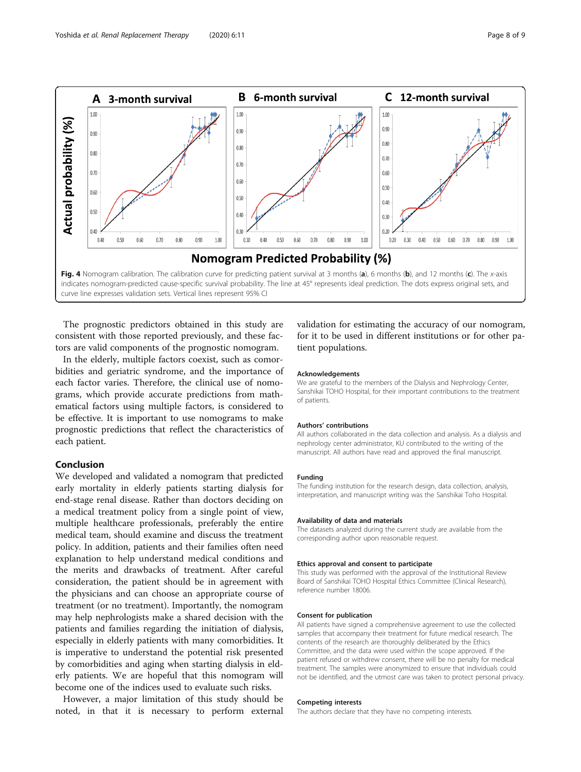A 3-month survival

B 6-month survival

C 12-month survival

Actual probability (%)

Nomogram Predicted Probability (%)

**Fig. 4** Nomogram calibration. The calibration curve for predicting patient survival at 3 months (**a**), 6 months (**b**), and 12 months (**c**). The *x*-axis indicates nomogram-predicted cause-specific survival probability. The line at 45° represents ideal prediction. The dots express original sets, and curve line expresses validation sets. Vertical lines represent 95% CI

The prognostic predictors obtained in this study are consistent with those reported previously, and these factors are valid components of the prognostic nomogram.

In the elderly, multiple factors coexist, such as comorbidities and geriatric syndrome, and the importance of each factor varies. Therefore, the clinical use of nomograms, which provide accurate predictions from mathematical factors using multiple factors, is considered to be effective. It is important to use nomograms to make prognostic predictions that reflect the characteristics of each patient.

## Conclusion

We developed and validated a nomogram that predicted early mortality in elderly patients starting dialysis for end-stage renal disease. Rather than doctors deciding on a medical treatment policy from a single point of view, multiple healthcare professionals, preferably the entire medical team, should examine and discuss the treatment policy. In addition, patients and their families often need explanation to help understand medical conditions and the merits and drawbacks of treatment. After careful consideration, the patient should be in agreement with the physicians and can choose an appropriate course of treatment (or no treatment). Importantly, the nomogram may help nephrologists make a shared decision with the patients and families regarding the initiation of dialysis, especially in elderly patients with many comorbidities. It is imperative to understand the potential risk presented by comorbidities and aging when starting dialysis in elderly patients. We are hopeful that this nomogram will become one of the indices used to evaluate such risks.

However, a major limitation of this study should be noted, in that it is necessary to perform external validation for estimating the accuracy of our nomogram, for it to be used in different institutions or for other patient populations.

### Acknowledgements

We are grateful to the members of the Dialysis and Nephrology Center, Sanshikai TOHO Hospital, for their important contributions to the treatment of patients.

### Authors' contributions

All authors collaborated in the data collection and analysis. As a dialysis and nephrology center administrator, KU contributed to the writing of the manuscript. All authors have read and approved the final manuscript.

### Funding

The funding institution for the research design, data collection, analysis, interpretation, and manuscript writing was the Sanshikai Toho Hospital.

### Availability of data and materials

The datasets analyzed during the current study are available from the corresponding author upon reasonable request.

### Ethics approval and consent to participate

This study was performed with the approval of the Institutional Review Board of Sanshikai TOHO Hospital Ethics Committee (Clinical Research), reference number 18006.

### Consent for publication

All patients have signed a comprehensive agreement to use the collected samples that accompany their treatment for future medical research. The contents of the research are thoroughly deliberated by the Ethics Committee, and the data were used within the scope approved. If the patient refused or withdrew consent, there will be no penalty for medical treatment. The samples were anonymized to ensure that individuals could not be identified, and the utmost care was taken to protect personal privacy.

### Competing interests

The authors declare that they have no competing interests.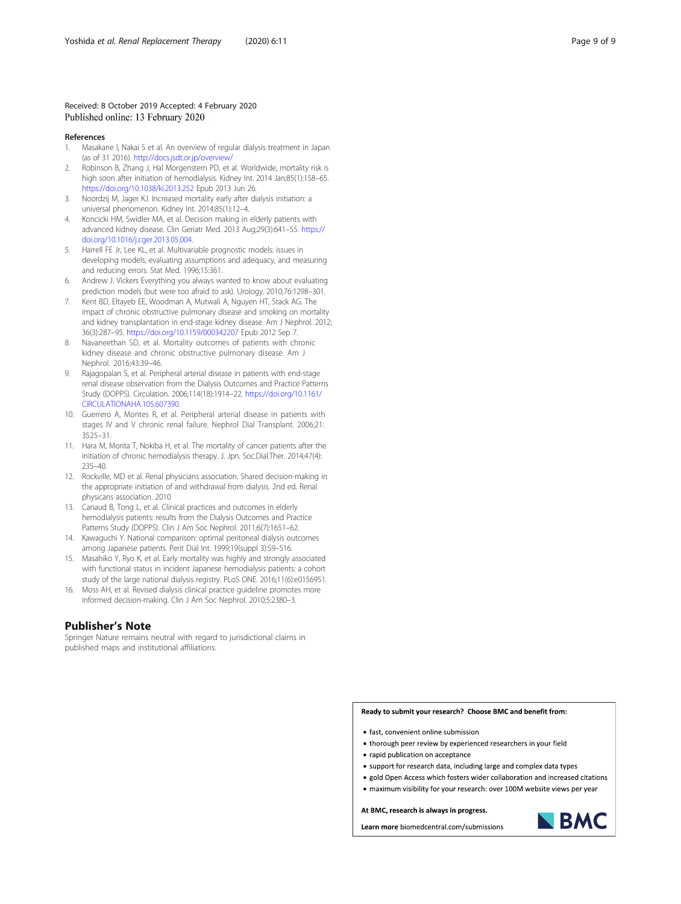Received: 8 October 2019 Accepted: 4 February 2020
Published online: 13 February 2020

## References

1. Masakane I, Nakai S et al. An overview of regular dialysis treatment in Japan (as of 31 2016). http://docs.jsdt.or.jp/overview/
2. Robinson B, Zhang J, Hal Morgenstern PD, et al. Worldwide, mortality risk is high soon after initiation of hemodialysis. Kidney Int. 2014 Jan;85(1):158–65. https://doi.org/10.1038/ki.2013.252 Epub 2013 Jun 26.
3. Noordzij M, Jager KJ. Increased mortality early after dialysis initiation: a universal phenomenon. Kidney Int. 2014;85(1):12–4.
4. Koncicki HM, Swidler MA, et al. Decision making in elderly patients with advanced kidney disease. Clin Geriatr Med. 2013 Aug;29(3):641–55. https://doi.org/10.1016/j.cger.2013.05.004.
5. Harrell FE Jr, Lee KL, et al. Multivariable prognostic models: issues in developing models, evaluating assumptions and adequacy, and measuring and reducing errors. Stat Med. 1996;15:361.
6. Andrew J. Vickers Everything you always wanted to know about evaluating prediction models (but were too afraid to ask). Urology. 2010;76:1298–301.
7. Kent BD, Eltayeb EE, Woodman A, Mutwali A, Nguyen HT, Stack AG. The impact of chronic obstructive pulmonary disease and smoking on mortality and kidney transplantation in end-stage kidney disease. Am J Nephrol. 2012;36(3):287–95. https://doi.org/10.1159/000342207 Epub 2012 Sep 7.
8. Navaneethan SD, et al. Mortality outcomes of patients with chronic kidney disease and chronic obstructive pulmonary disease. Am J Nephrol. 2016;43:39–46.
9. Rajagopalan S, et al. Peripheral arterial disease in patients with end-stage renal disease observation from the Dialysis Outcomes and Practice Patterns Study (DOPPS). Circulation. 2006;114(18):1914–22. https://doi.org/10.1161/CIRCULATIONAHA.105.607390.
10. Guerrero A, Montes R, et al. Peripheral arterial disease in patients with stages IV and V chronic renal failure. Nephrol Dial Transplant. 2006;21:3525–31.
11. Hara M, Morita T, Nokiba H, et al. The mortality of cancer patients after the initiation of chronic hemodialysis therapy. J. Jpn. Soc.Dial.Ther. 2014;47(4):235–40.
12. Rockville, MD et al. Renal physicians association. Shared decision-making in the appropriate initiation of and withdrawal from dialysis. 2nd ed. Renal physicans association. 2010
13. Canaud B, Tong L, et al. Clinical practices and outcomes in elderly hemodialysis patients: results from the Dialysis Outcomes and Practice Patterns Study (DOPPS). Clin J Am Soc Nephrol. 2011;6(7):1651–62.
14. Kawaguchi Y. National comparison: optimal peritoneal dialysis outcomes among Japanese patients. Perit Dial Int. 1999;19(suppl 3):S9–S16.
15. Masahiko Y, Ryo K, et al. Early mortality was highly and strongly associated with functional status in incident Japanese hemodialysis patients: a cohort study of the large national dialysis registry. PLoS ONE. 2016;11(6):e0156951.
16. Moss AH, et al. Revised dialysis clinical practice guideline promotes more informed decision-making. Clin J Am Soc Nephrol. 2010;5:2380–3.

## Publisher's Note

Springer Nature remains neutral with regard to jurisdictional claims in published maps and institutional affiliations.

**Ready to submit your research? Choose BMC and benefit from:**

- fast, convenient online submission
- thorough peer review by experienced researchers in your field
- rapid publication on acceptance
- support for research data, including large and complex data types
- gold Open Access which fosters wider collaboration and increased citations
- maximum visibility for your research: over 100M website views per year

**At BMC, research is always in progress.**

**Learn more** biomedcentral.com/submissions